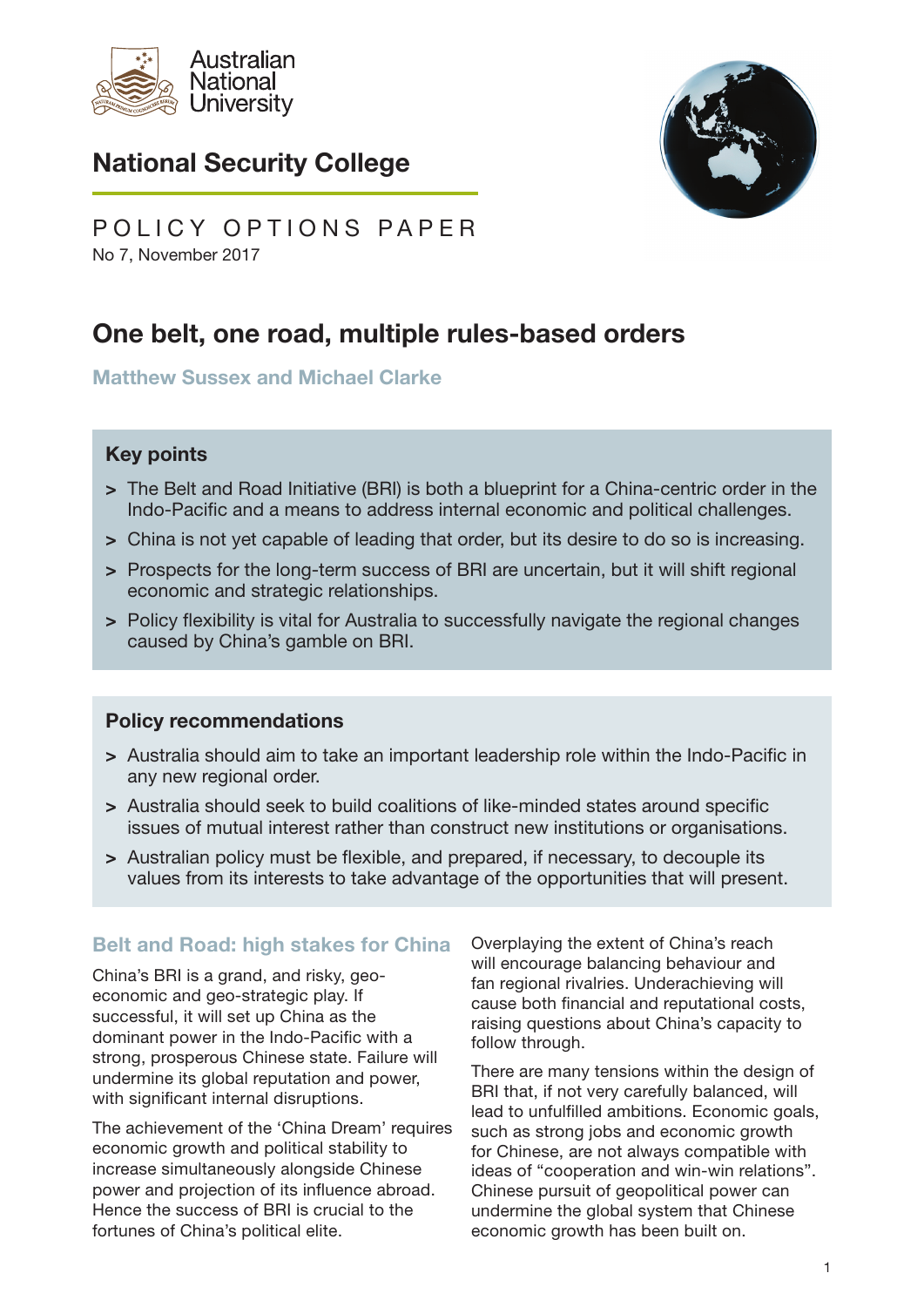Australian National University

## National Security College

POLICY OPTIONS PAPER
No 7, November 2017

# One belt, one road, multiple rules-based orders

**Matthew Sussex and Michael Clarke**

### Key points

- The Belt and Road Initiative (BRI) is both a blueprint for a China-centric order in the Indo-Pacific and a means to address internal economic and political challenges.
- China is not yet capable of leading that order, but its desire to do so is increasing.
- Prospects for the long-term success of BRI are uncertain, but it will shift regional economic and strategic relationships.
- Policy flexibility is vital for Australia to successfully navigate the regional changes caused by China's gamble on BRI.

### Policy recommendations

- Australia should aim to take an important leadership role within the Indo-Pacific in any new regional order.
- Australia should seek to build coalitions of like-minded states around specific issues of mutual interest rather than construct new institutions or organisations.
- Australian policy must be flexible, and prepared, if necessary, to decouple its values from its interests to take advantage of the opportunities that will present.

## Belt and Road: high stakes for China

China's BRI is a grand, and risky, geo-economic and geo-strategic play. If successful, it will set up China as the dominant power in the Indo-Pacific with a strong, prosperous Chinese state. Failure will undermine its global reputation and power, with significant internal disruptions.

The achievement of the 'China Dream' requires economic growth and political stability to increase simultaneously alongside Chinese power and projection of its influence abroad. Hence the success of BRI is crucial to the fortunes of China's political elite.

Overplaying the extent of China's reach will encourage balancing behaviour and fan regional rivalries. Underachieving will cause both financial and reputational costs, raising questions about China's capacity to follow through.

There are many tensions within the design of BRI that, if not very carefully balanced, will lead to unfulfilled ambitions. Economic goals, such as strong jobs and economic growth for Chinese, are not always compatible with ideas of "cooperation and win-win relations". Chinese pursuit of geopolitical power can undermine the global system that Chinese economic growth has been built on.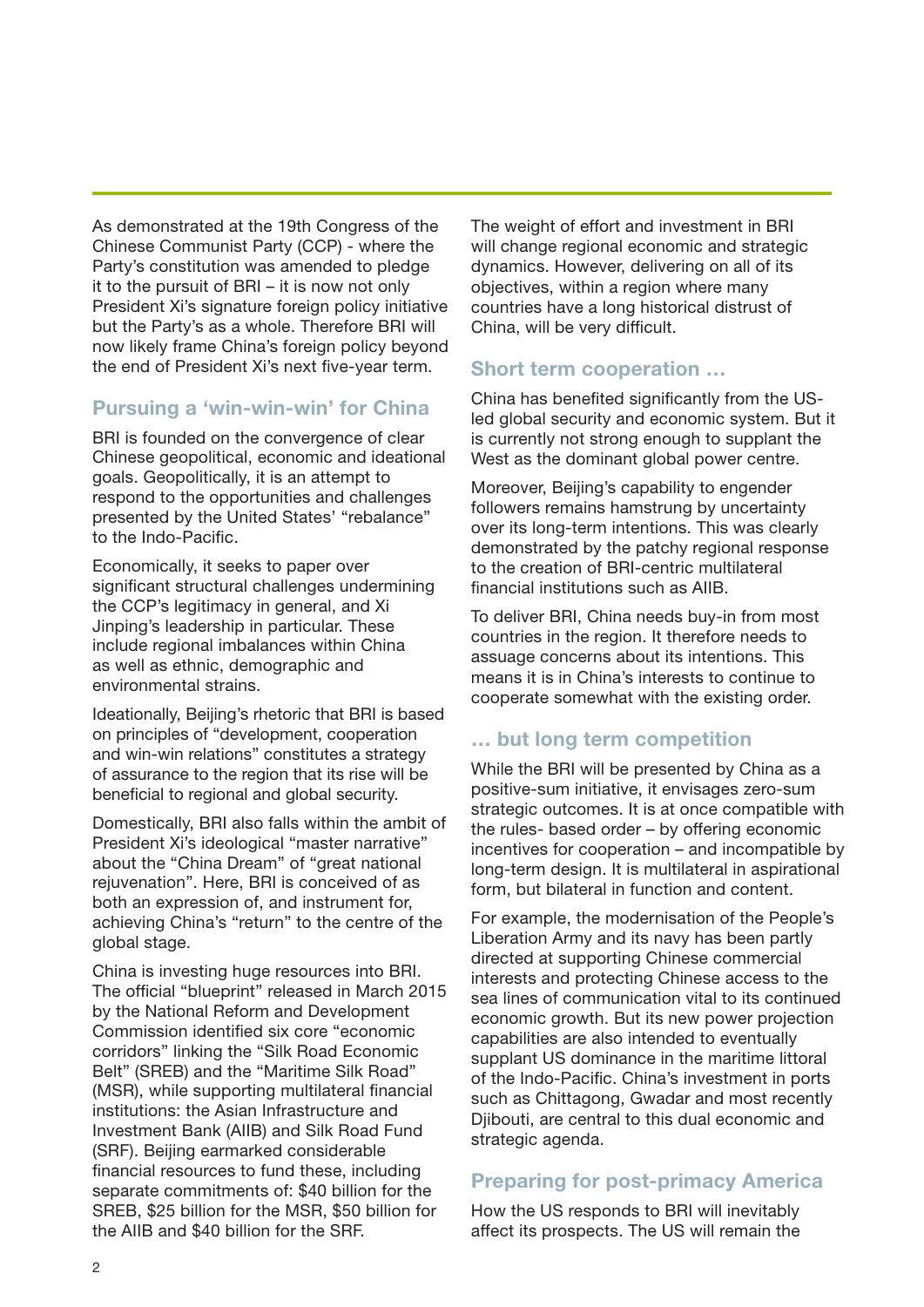As demonstrated at the 19th Congress of the Chinese Communist Party (CCP) - where the Party's constitution was amended to pledge it to the pursuit of BRI – it is now not only President Xi's signature foreign policy initiative but the Party's as a whole. Therefore BRI will now likely frame China's foreign policy beyond the end of President Xi's next five-year term.

## Pursuing a 'win-win-win' for China

BRI is founded on the convergence of clear Chinese geopolitical, economic and ideational goals. Geopolitically, it is an attempt to respond to the opportunities and challenges presented by the United States' "rebalance" to the Indo-Pacific.

Economically, it seeks to paper over significant structural challenges undermining the CCP's legitimacy in general, and Xi Jinping's leadership in particular. These include regional imbalances within China as well as ethnic, demographic and environmental strains.

Ideationally, Beijing's rhetoric that BRI is based on principles of "development, cooperation and win-win relations" constitutes a strategy of assurance to the region that its rise will be beneficial to regional and global security.

Domestically, BRI also falls within the ambit of President Xi's ideological "master narrative" about the "China Dream" of "great national rejuvenation". Here, BRI is conceived of as both an expression of, and instrument for, achieving China's "return" to the centre of the global stage.

China is investing huge resources into BRI. The official "blueprint" released in March 2015 by the National Reform and Development Commission identified six core "economic corridors" linking the "Silk Road Economic Belt" (SREB) and the "Maritime Silk Road" (MSR), while supporting multilateral financial institutions: the Asian Infrastructure and Investment Bank (AIIB) and Silk Road Fund (SRF). Beijing earmarked considerable financial resources to fund these, including separate commitments of: $40 billion for the SREB, $25 billion for the MSR, $50 billion for the AIIB and $40 billion for the SRF.

The weight of effort and investment in BRI will change regional economic and strategic dynamics. However, delivering on all of its objectives, within a region where many countries have a long historical distrust of China, will be very difficult.

## Short term cooperation ...

China has benefited significantly from the US-led global security and economic system. But it is currently not strong enough to supplant the West as the dominant global power centre.

Moreover, Beijing's capability to engender followers remains hamstrung by uncertainty over its long-term intentions. This was clearly demonstrated by the patchy regional response to the creation of BRI-centric multilateral financial institutions such as AIIB.

To deliver BRI, China needs buy-in from most countries in the region. It therefore needs to assuage concerns about its intentions. This means it is in China's interests to continue to cooperate somewhat with the existing order.

## ... but long term competition

While the BRI will be presented by China as a positive-sum initiative, it envisages zero-sum strategic outcomes. It is at once compatible with the rules- based order – by offering economic incentives for cooperation – and incompatible by long-term design. It is multilateral in aspirational form, but bilateral in function and content.

For example, the modernisation of the People's Liberation Army and its navy has been partly directed at supporting Chinese commercial interests and protecting Chinese access to the sea lines of communication vital to its continued economic growth. But its new power projection capabilities are also intended to eventually supplant US dominance in the maritime littoral of the Indo-Pacific. China's investment in ports such as Chittagong, Gwadar and most recently Djibouti, are central to this dual economic and strategic agenda.

## Preparing for post-primacy America

How the US responds to BRI will inevitably affect its prospects. The US will remain the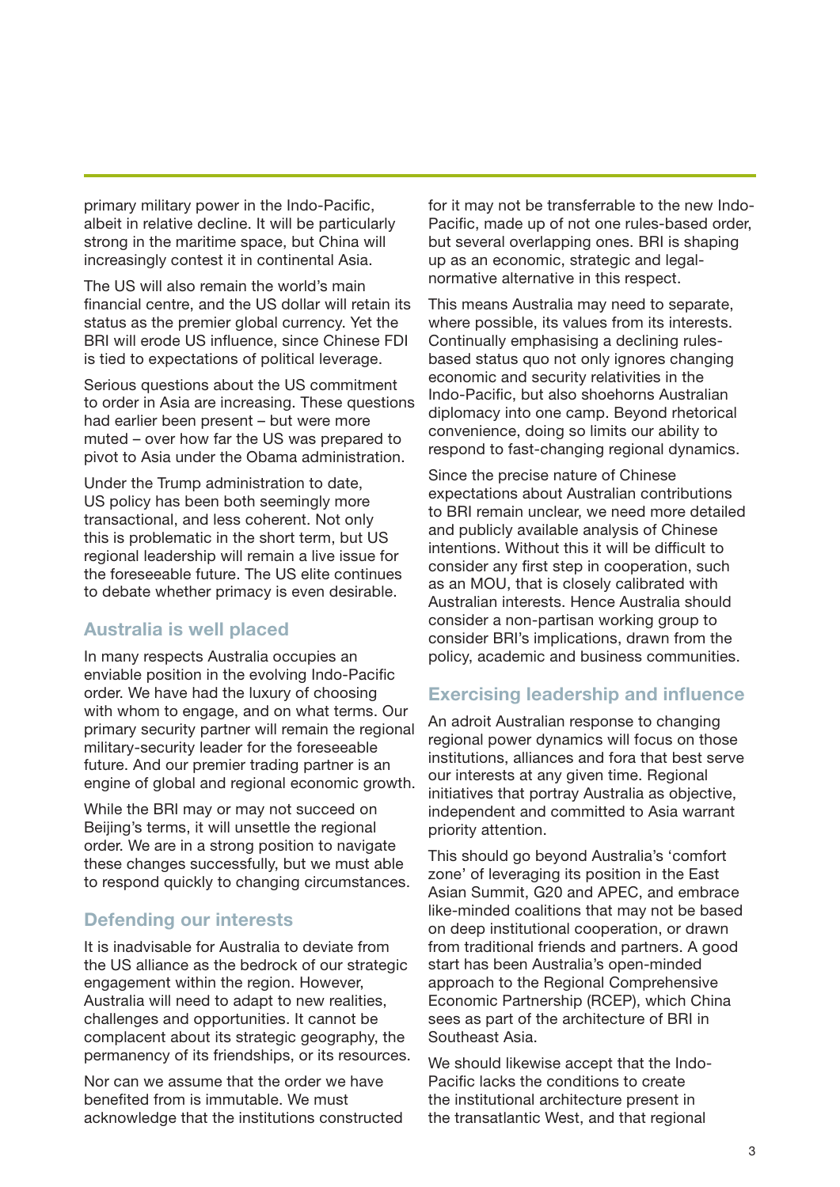primary military power in the Indo-Pacific, albeit in relative decline. It will be particularly strong in the maritime space, but China will increasingly contest it in continental Asia.

The US will also remain the world's main financial centre, and the US dollar will retain its status as the premier global currency. Yet the BRI will erode US influence, since Chinese FDI is tied to expectations of political leverage.

Serious questions about the US commitment to order in Asia are increasing. These questions had earlier been present – but were more muted – over how far the US was prepared to pivot to Asia under the Obama administration.

Under the Trump administration to date, US policy has been both seemingly more transactional, and less coherent. Not only this is problematic in the short term, but US regional leadership will remain a live issue for the foreseeable future. The US elite continues to debate whether primacy is even desirable.

## Australia is well placed

In many respects Australia occupies an enviable position in the evolving Indo-Pacific order. We have had the luxury of choosing with whom to engage, and on what terms. Our primary security partner will remain the regional military-security leader for the foreseeable future. And our premier trading partner is an engine of global and regional economic growth.

While the BRI may or may not succeed on Beijing's terms, it will unsettle the regional order. We are in a strong position to navigate these changes successfully, but we must able to respond quickly to changing circumstances.

## Defending our interests

It is inadvisable for Australia to deviate from the US alliance as the bedrock of our strategic engagement within the region. However, Australia will need to adapt to new realities, challenges and opportunities. It cannot be complacent about its strategic geography, the permanency of its friendships, or its resources.

Nor can we assume that the order we have benefited from is immutable. We must acknowledge that the institutions constructed for it may not be transferrable to the new Indo-Pacific, made up of not one rules-based order, but several overlapping ones. BRI is shaping up as an economic, strategic and legal-normative alternative in this respect.

This means Australia may need to separate, where possible, its values from its interests. Continually emphasising a declining rules-based status quo not only ignores changing economic and security relativities in the Indo-Pacific, but also shoehorns Australian diplomacy into one camp. Beyond rhetorical convenience, doing so limits our ability to respond to fast-changing regional dynamics.

Since the precise nature of Chinese expectations about Australian contributions to BRI remain unclear, we need more detailed and publicly available analysis of Chinese intentions. Without this it will be difficult to consider any first step in cooperation, such as an MOU, that is closely calibrated with Australian interests. Hence Australia should consider a non-partisan working group to consider BRI's implications, drawn from the policy, academic and business communities.

## Exercising leadership and influence

An adroit Australian response to changing regional power dynamics will focus on those institutions, alliances and fora that best serve our interests at any given time. Regional initiatives that portray Australia as objective, independent and committed to Asia warrant priority attention.

This should go beyond Australia's 'comfort zone' of leveraging its position in the East Asian Summit, G20 and APEC, and embrace like-minded coalitions that may not be based on deep institutional cooperation, or drawn from traditional friends and partners. A good start has been Australia's open-minded approach to the Regional Comprehensive Economic Partnership (RCEP), which China sees as part of the architecture of BRI in Southeast Asia.

We should likewise accept that the Indo-Pacific lacks the conditions to create the institutional architecture present in the transatlantic West, and that regional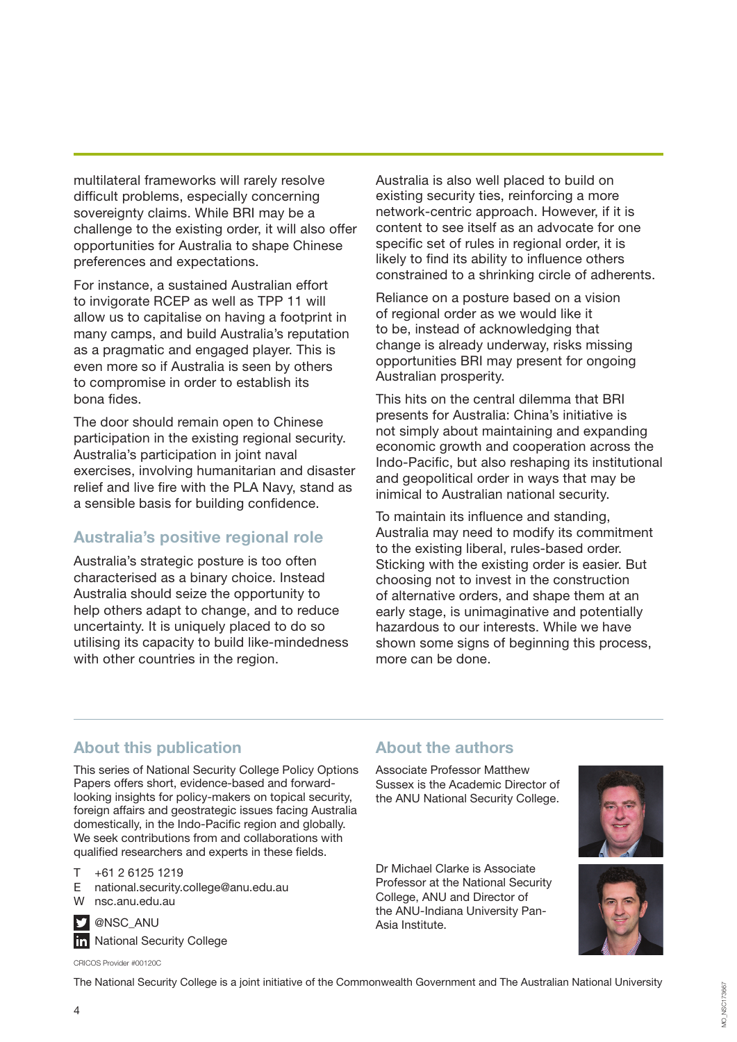multilateral frameworks will rarely resolve difficult problems, especially concerning sovereignty claims. While BRI may be a challenge to the existing order, it will also offer opportunities for Australia to shape Chinese preferences and expectations.

For instance, a sustained Australian effort to invigorate RCEP as well as TPP 11 will allow us to capitalise on having a footprint in many camps, and build Australia's reputation as a pragmatic and engaged player. This is even more so if Australia is seen by others to compromise in order to establish its bona fides.

The door should remain open to Chinese participation in the existing regional security. Australia's participation in joint naval exercises, involving humanitarian and disaster relief and live fire with the PLA Navy, stand as a sensible basis for building confidence.

## Australia's positive regional role

Australia's strategic posture is too often characterised as a binary choice. Instead Australia should seize the opportunity to help others adapt to change, and to reduce uncertainty. It is uniquely placed to do so utilising its capacity to build like-mindedness with other countries in the region.

Australia is also well placed to build on existing security ties, reinforcing a more network-centric approach. However, if it is content to see itself as an advocate for one specific set of rules in regional order, it is likely to find its ability to influence others constrained to a shrinking circle of adherents.

Reliance on a posture based on a vision of regional order as we would like it to be, instead of acknowledging that change is already underway, risks missing opportunities BRI may present for ongoing Australian prosperity.

This hits on the central dilemma that BRI presents for Australia: China's initiative is not simply about maintaining and expanding economic growth and cooperation across the Indo-Pacific, but also reshaping its institutional and geopolitical order in ways that may be inimical to Australian national security.

To maintain its influence and standing, Australia may need to modify its commitment to the existing liberal, rules-based order. Sticking with the existing order is easier. But choosing not to invest in the construction of alternative orders, and shape them at an early stage, is unimaginative and potentially hazardous to our interests. While we have shown some signs of beginning this process, more can be done.

## About this publication

This series of National Security College Policy Options Papers offers short, evidence-based and forward-looking insights for policy-makers on topical security, foreign affairs and geostrategic issues facing Australia domestically, in the Indo-Pacific region and globally. We seek contributions from and collaborations with qualified researchers and experts in these fields.

T +61 2 6125 1219
E national.security.college@anu.edu.au
W nsc.anu.edu.au

@NSC_ANU
National Security College

CRICOS Provider #00120C

## About the authors

Associate Professor Matthew Sussex is the Academic Director of the ANU National Security College.

Dr Michael Clarke is Associate Professor at the National Security College, ANU and Director of the ANU-Indiana University Pan-Asia Institute.

The National Security College is a joint initiative of the Commonwealth Government and The Australian National University